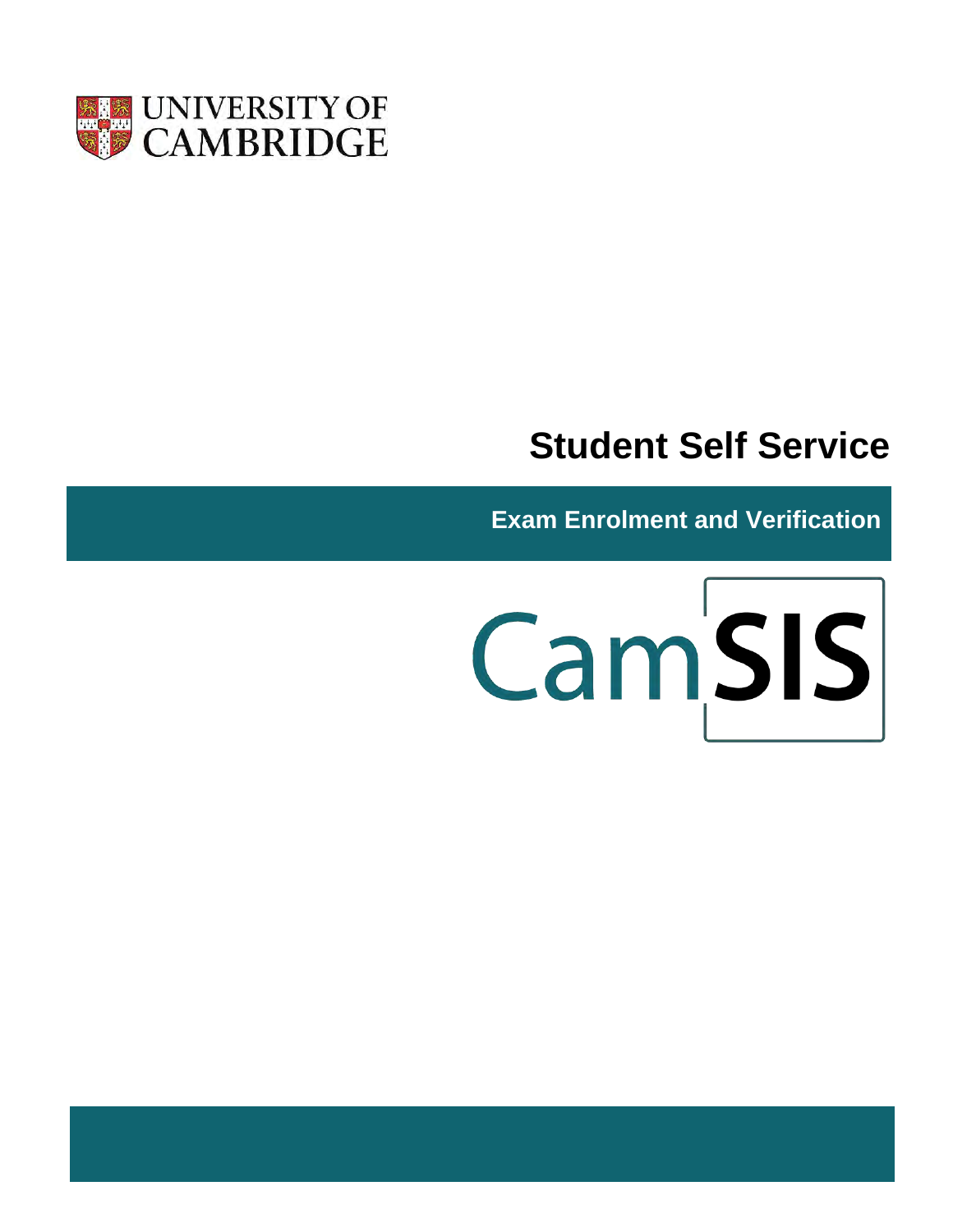UNIVERSITY OF CAMBRIDGE

# Student Self Service

## Exam Enrolment and Verification

CamSIS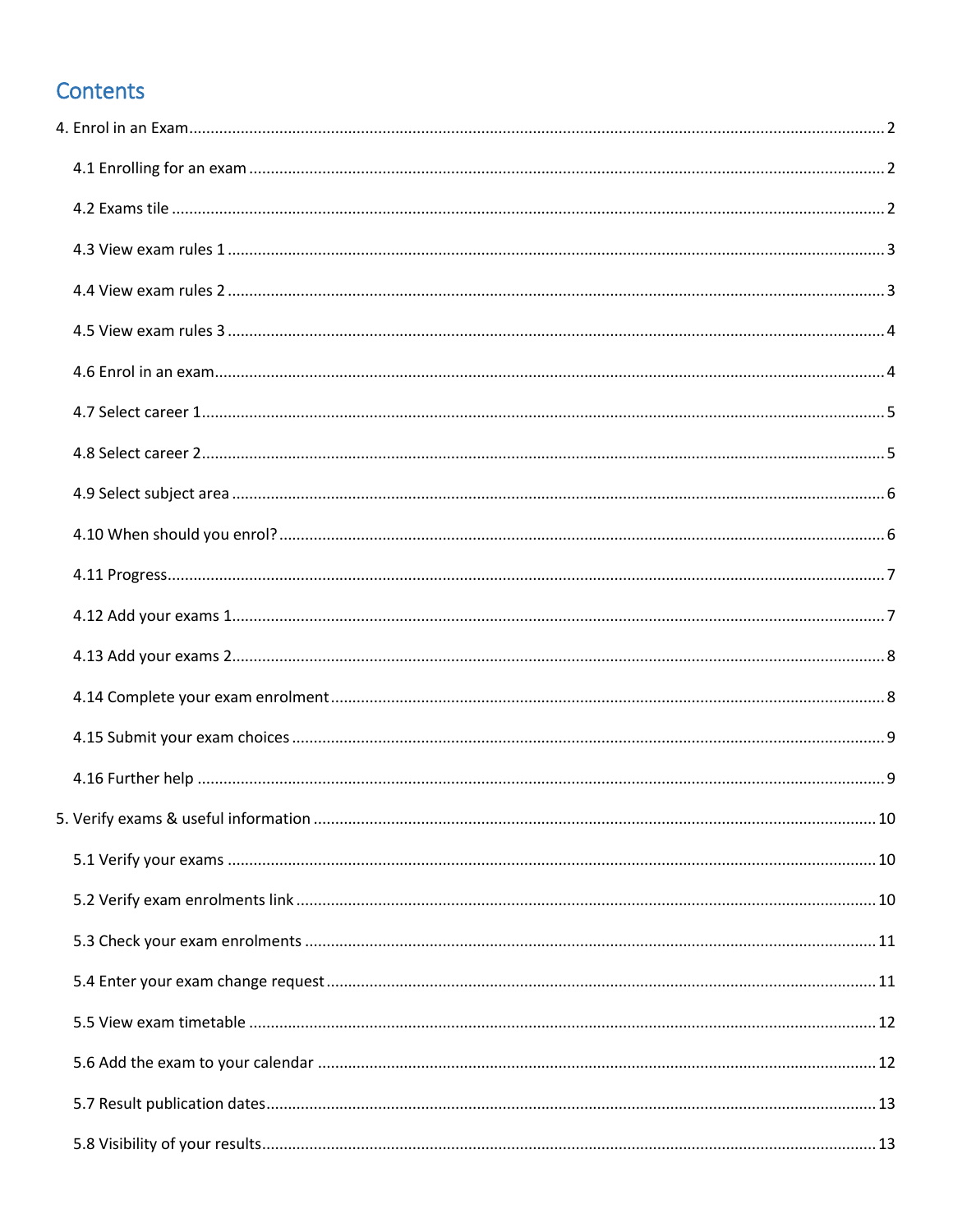# Contents

4. Enrol in an Exam ........................................................................................................................................ 2

    4.1 Enrolling for an exam ............................................................................................................................ 2

    4.2 Exams tile ............................................................................................................................................ 2

    4.3 View exam rules 1 ................................................................................................................................ 3

    4.4 View exam rules 2 ................................................................................................................................ 3

    4.5 View exam rules 3 ................................................................................................................................ 4

    4.6 Enrol in an exam .................................................................................................................................. 4

    4.7 Select career 1 ..................................................................................................................................... 5

    4.8 Select career 2 ..................................................................................................................................... 5

    4.9 Select subject area ............................................................................................................................... 6

    4.10 When should you enrol? ..................................................................................................................... 6

    4.11 Progress .............................................................................................................................................. 7

    4.12 Add your exams 1 ............................................................................................................................... 7

    4.13 Add your exams 2 ............................................................................................................................... 8

    4.14 Complete your exam enrolment ......................................................................................................... 8

    4.15 Submit your exam choices .................................................................................................................. 9

    4.16 Further help ....................................................................................................................................... 9

5. Verify exams & useful information ........................................................................................................... 10

    5.1 Verify your exams ............................................................................................................................... 10

    5.2 Verify exam enrolments link ............................................................................................................... 10

    5.3 Check your exam enrolments ............................................................................................................. 11

    5.4 Enter your exam change request ........................................................................................................ 11

    5.5 View exam timetable .......................................................................................................................... 12

    5.6 Add the exam to your calendar ........................................................................................................... 12

    5.7 Result publication dates ...................................................................................................................... 13

    5.8 Visibility of your results ...................................................................................................................... 13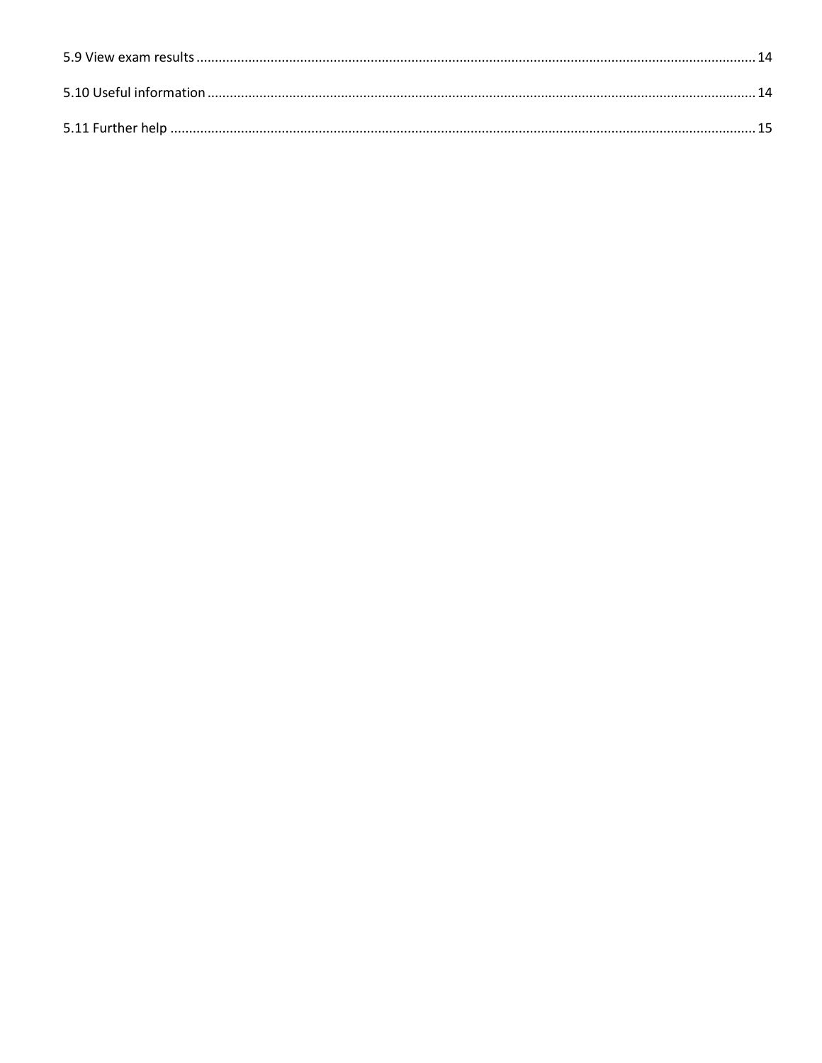5.9 View exam results ........................................................................................................................................... 14

5.10 Useful information ........................................................................................................................................ 14

5.11 Further help ................................................................................................................................................. 15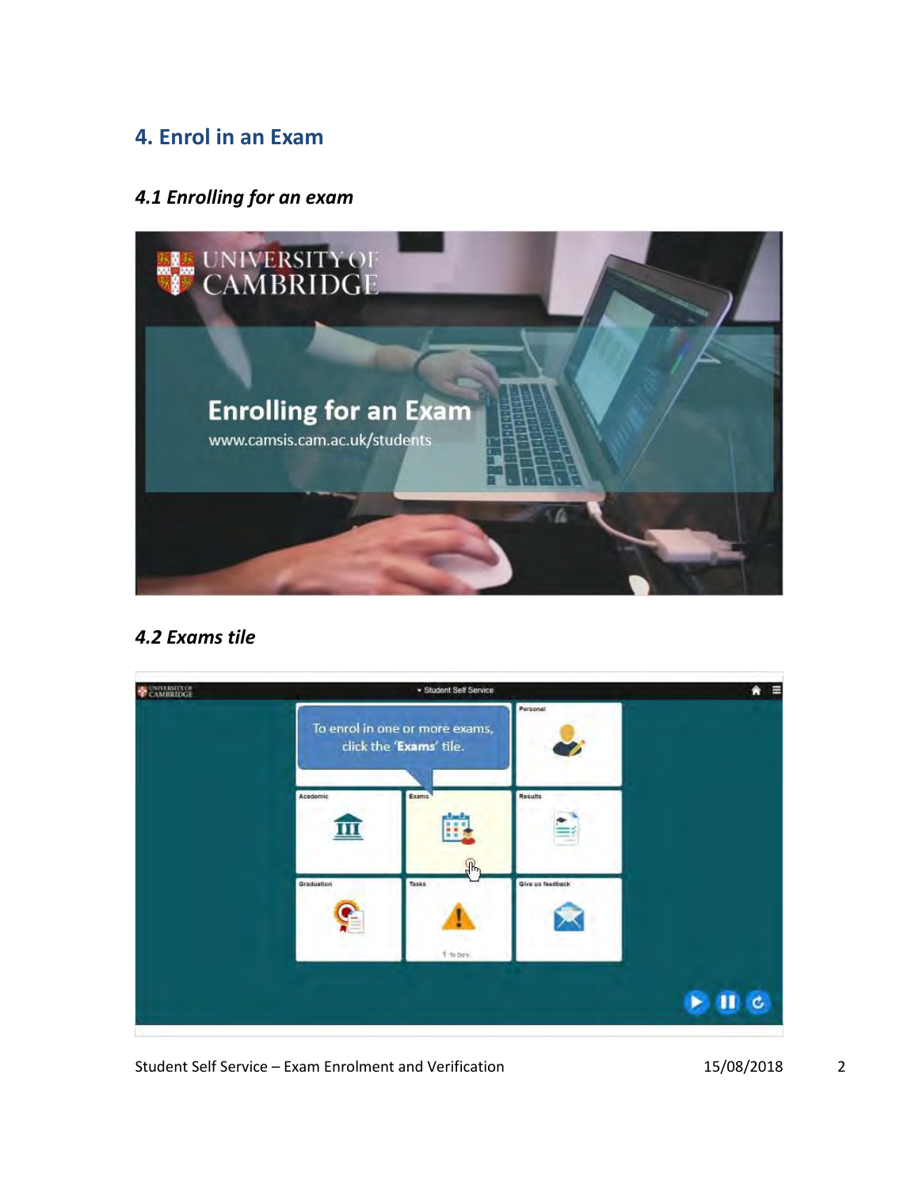## 4. Enrol in an Exam

### *4.1 Enrolling for an exam*

### *4.2 Exams tile*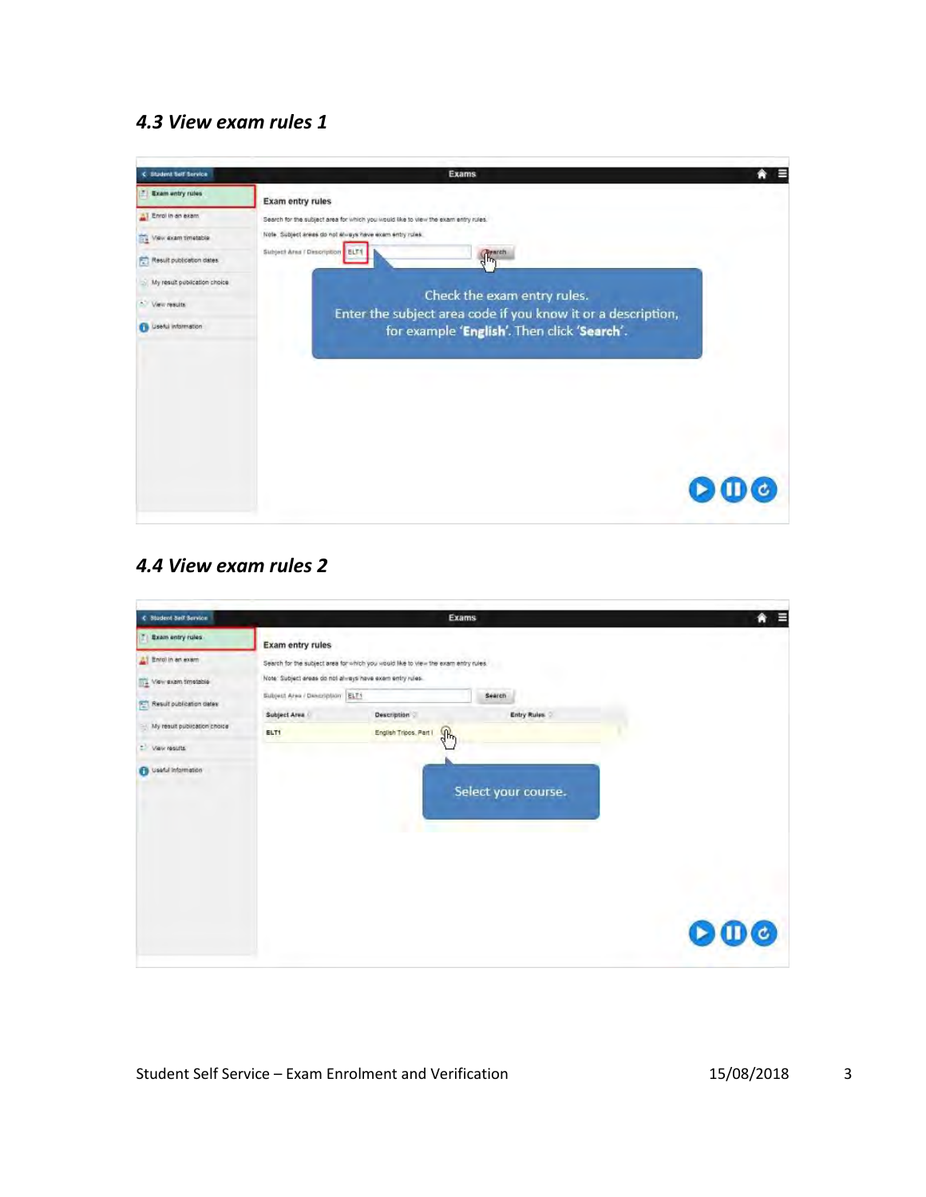### *4.3 View exam rules 1*

Exam entry rules

Search for the subject area for which you would like to view the exam entry rules.

Note: Subject areas do not always have exam entry rules.

Subject Area / Description: ELT1 — Search

Check the exam entry rules.
Enter the subject area code if you know it or a description, for example '**English**'. Then click '**Search**'.

### *4.4 View exam rules 2*

Exam entry rules

Search for the subject area for which you would like to view the exam entry rules.

Note: Subject areas do not always have exam entry rules.

Subject Area / Description: ELT1 — Search

| Subject Area | Description | Entry Rules |
| --- | --- | --- |
| ELT1 | English Tripos, Part I | |

Select your course.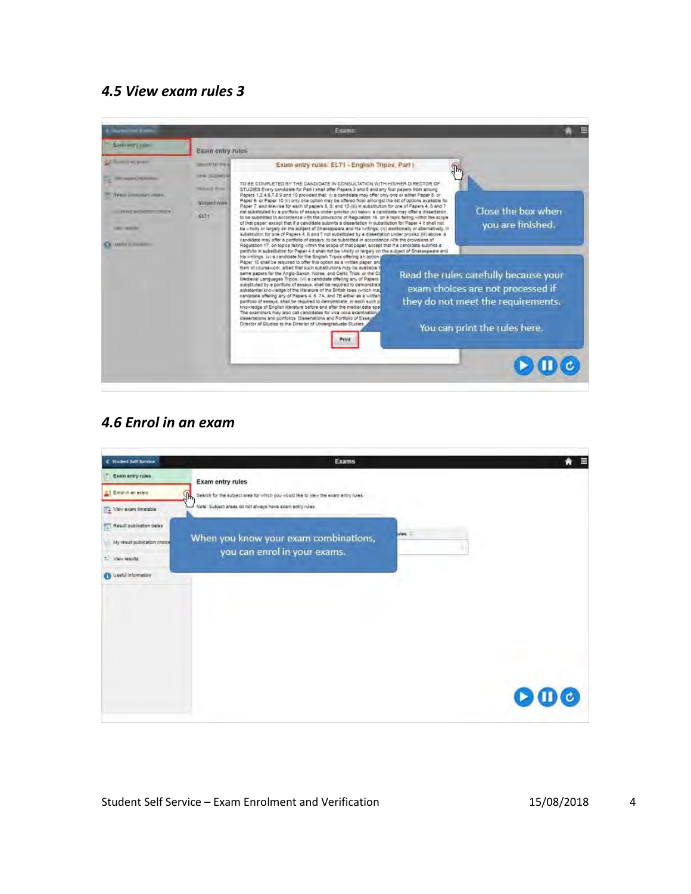### *4.5 View exam rules 3*

### *4.6 Enrol in an exam*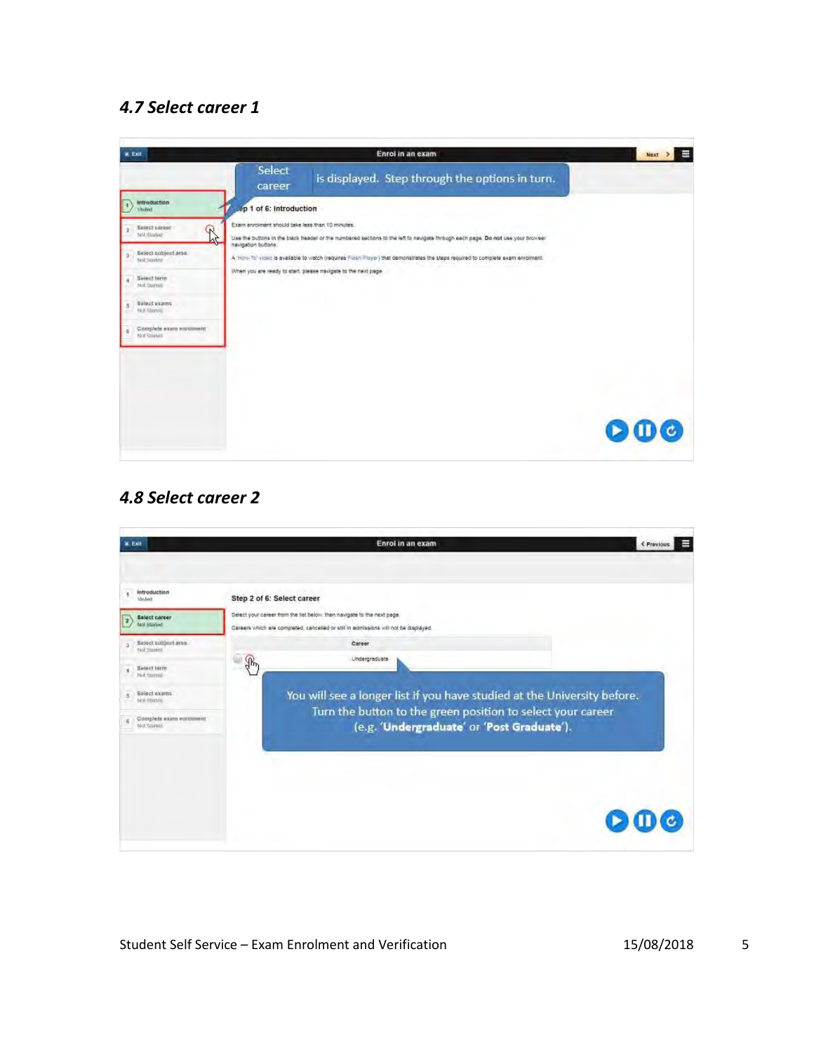### *4.7 Select career 1*

### *4.8 Select career 2*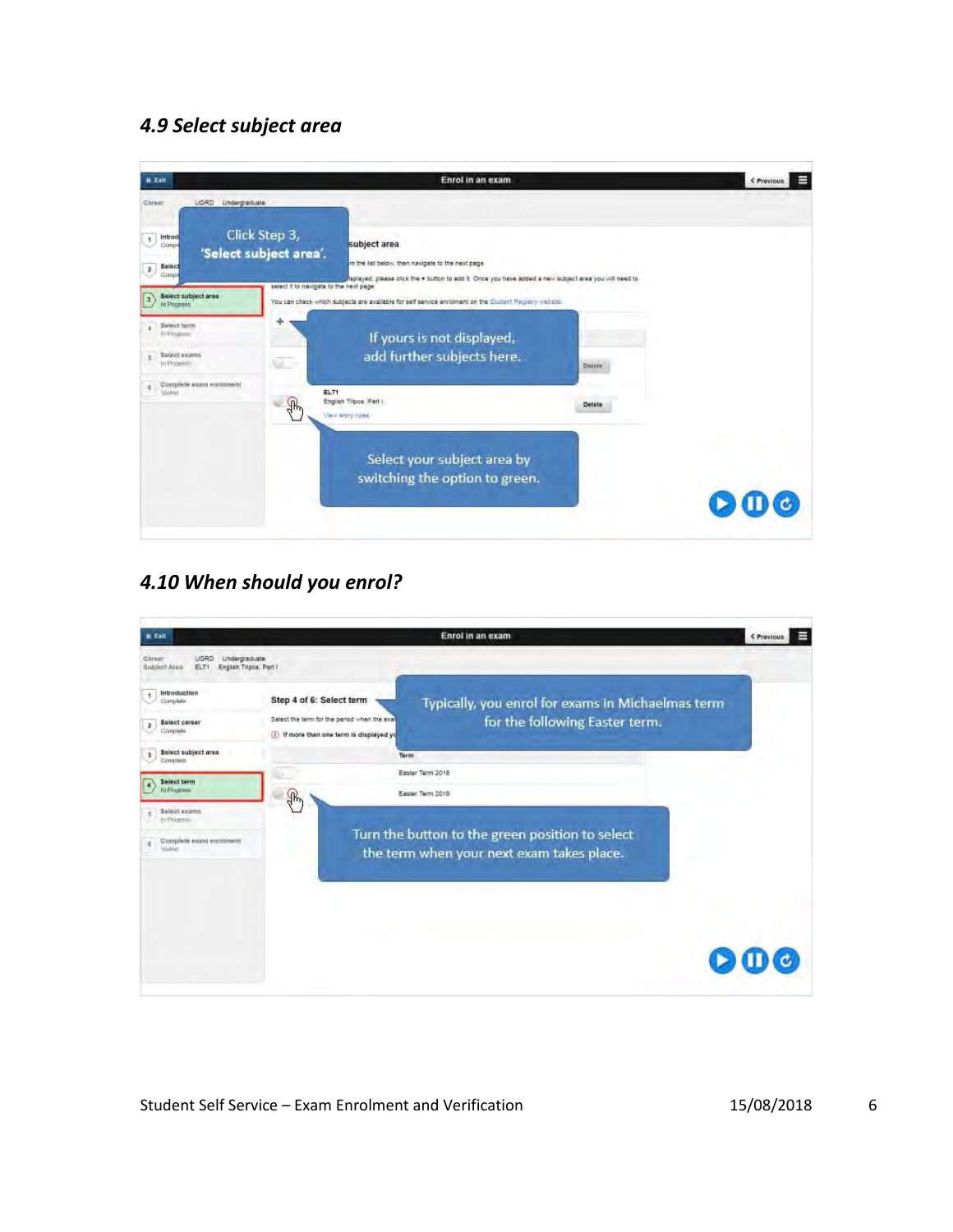### *4.9 Select subject area*

### *4.10 When should you enrol?*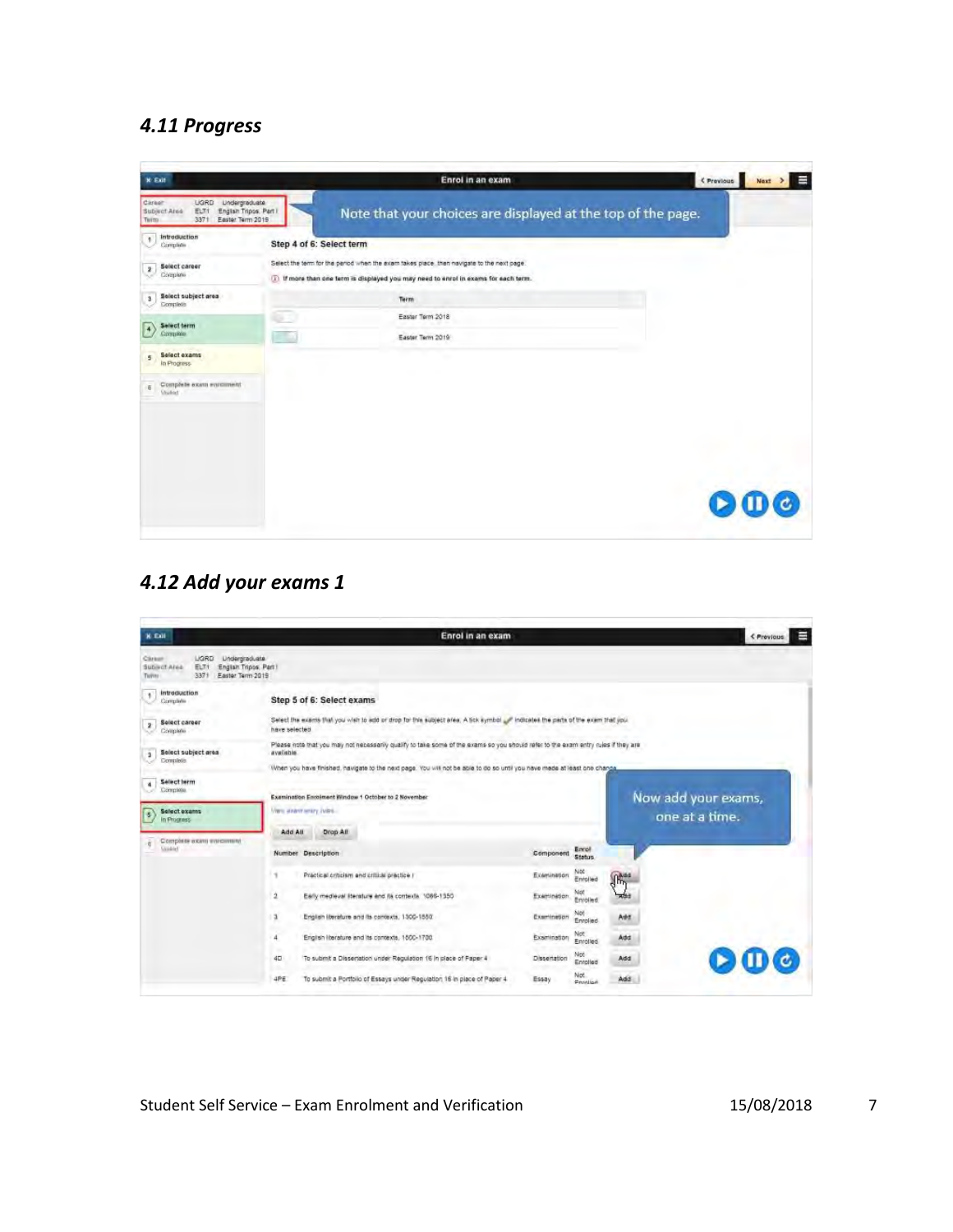## *4.11 Progress*

## *4.12 Add your exams 1*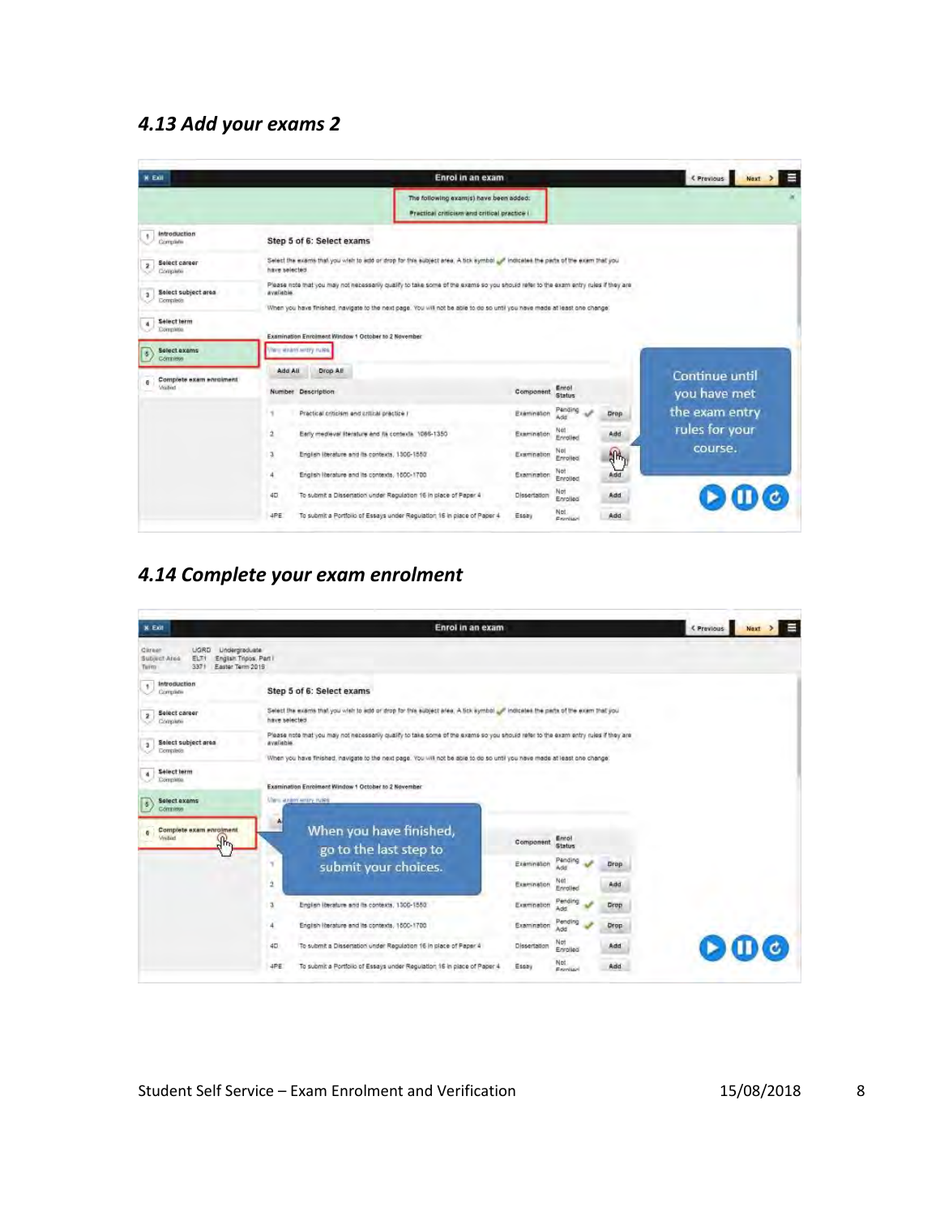## 4.13 Add your exams 2

## 4.14 Complete your exam enrolment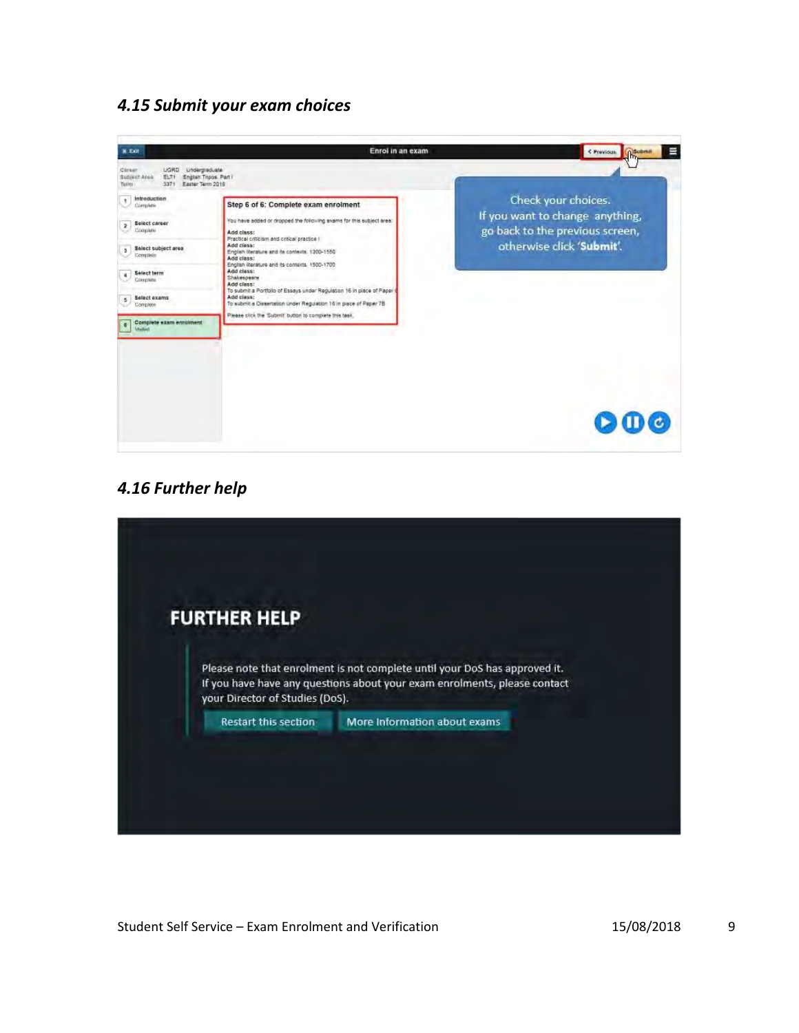### *4.15 Submit your exam choices*

### *4.16 Further help*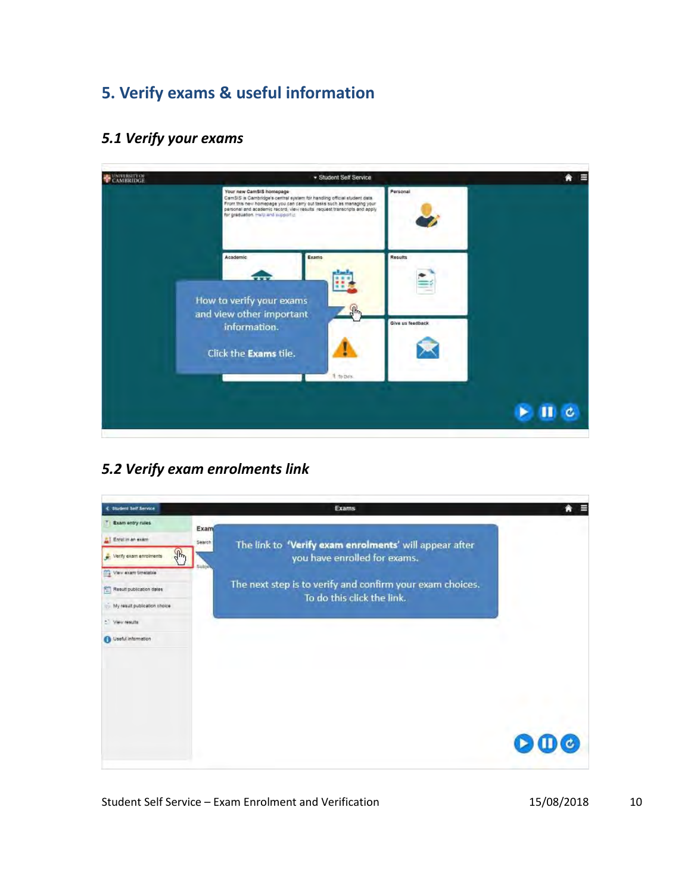## 5. Verify exams & useful information

### *5.1 Verify your exams*

### *5.2 Verify exam enrolments link*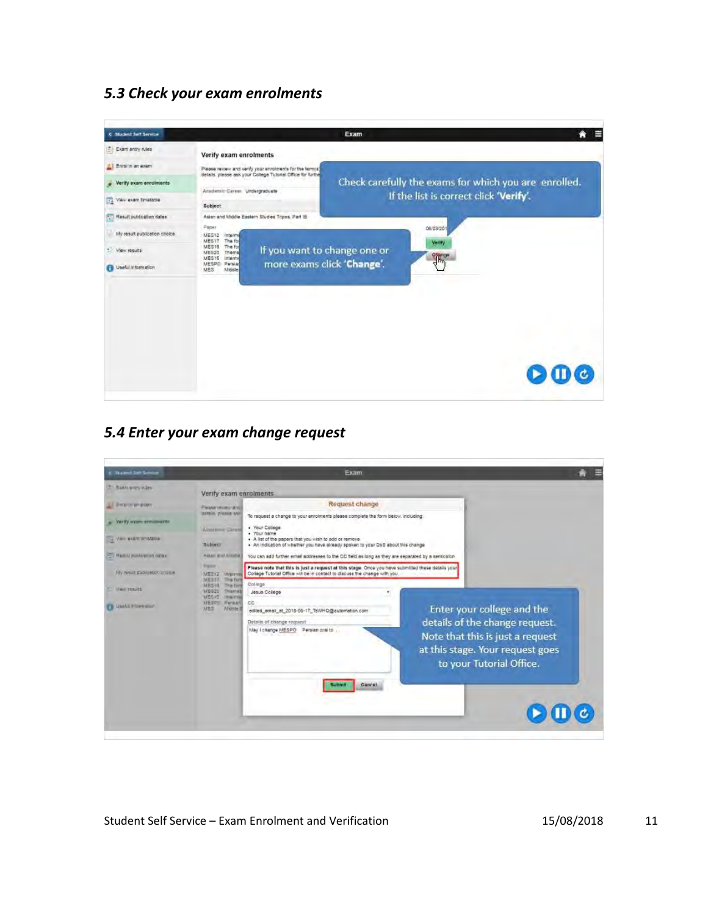### *5.3 Check your exam enrolments*

### *5.4 Enter your exam change request*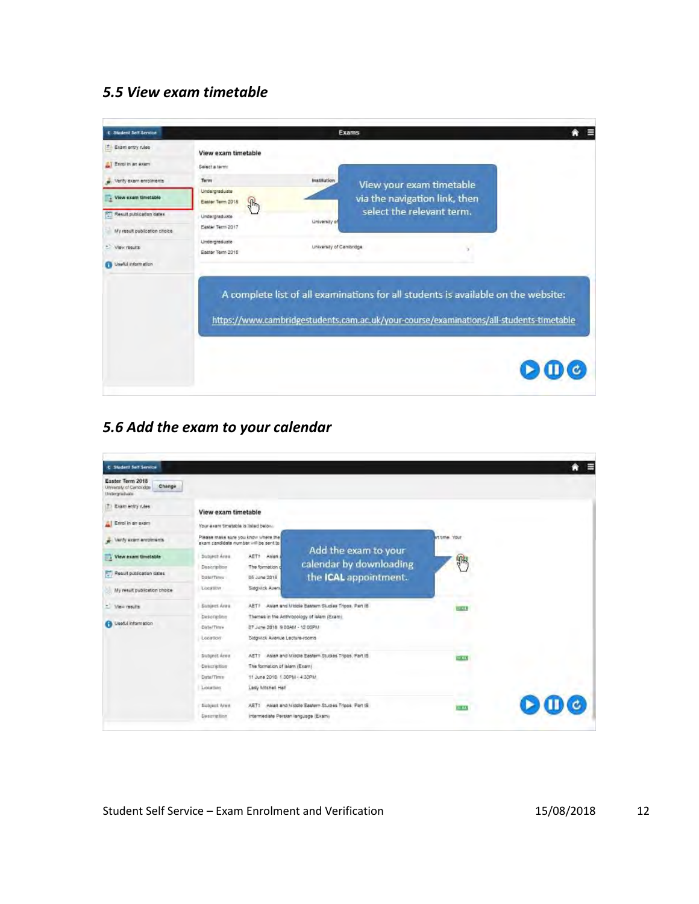### *5.5 View exam timetable*

### *5.6 Add the exam to your calendar*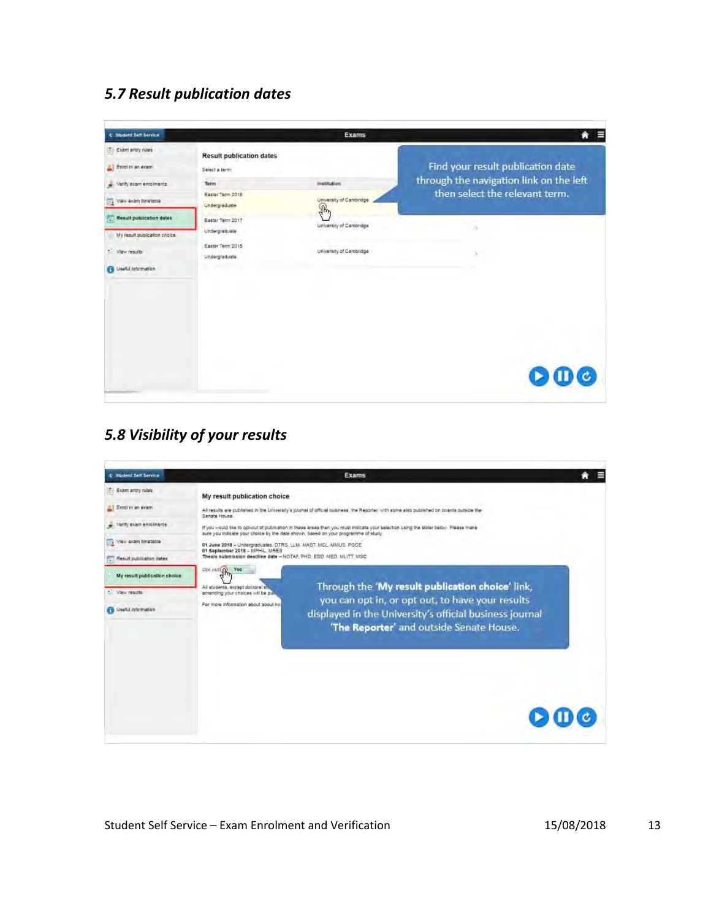## *5.7 Result publication dates*

## *5.8 Visibility of your results*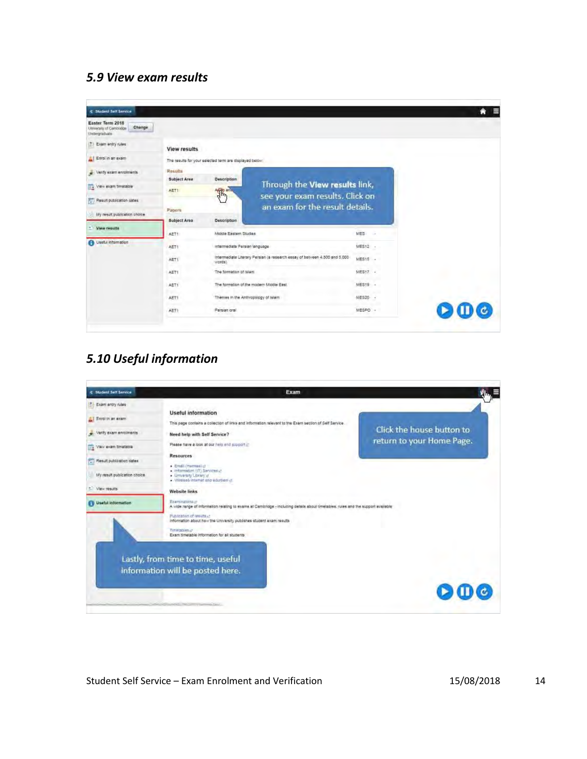### *5.9 View exam results*

### *5.10 Useful information*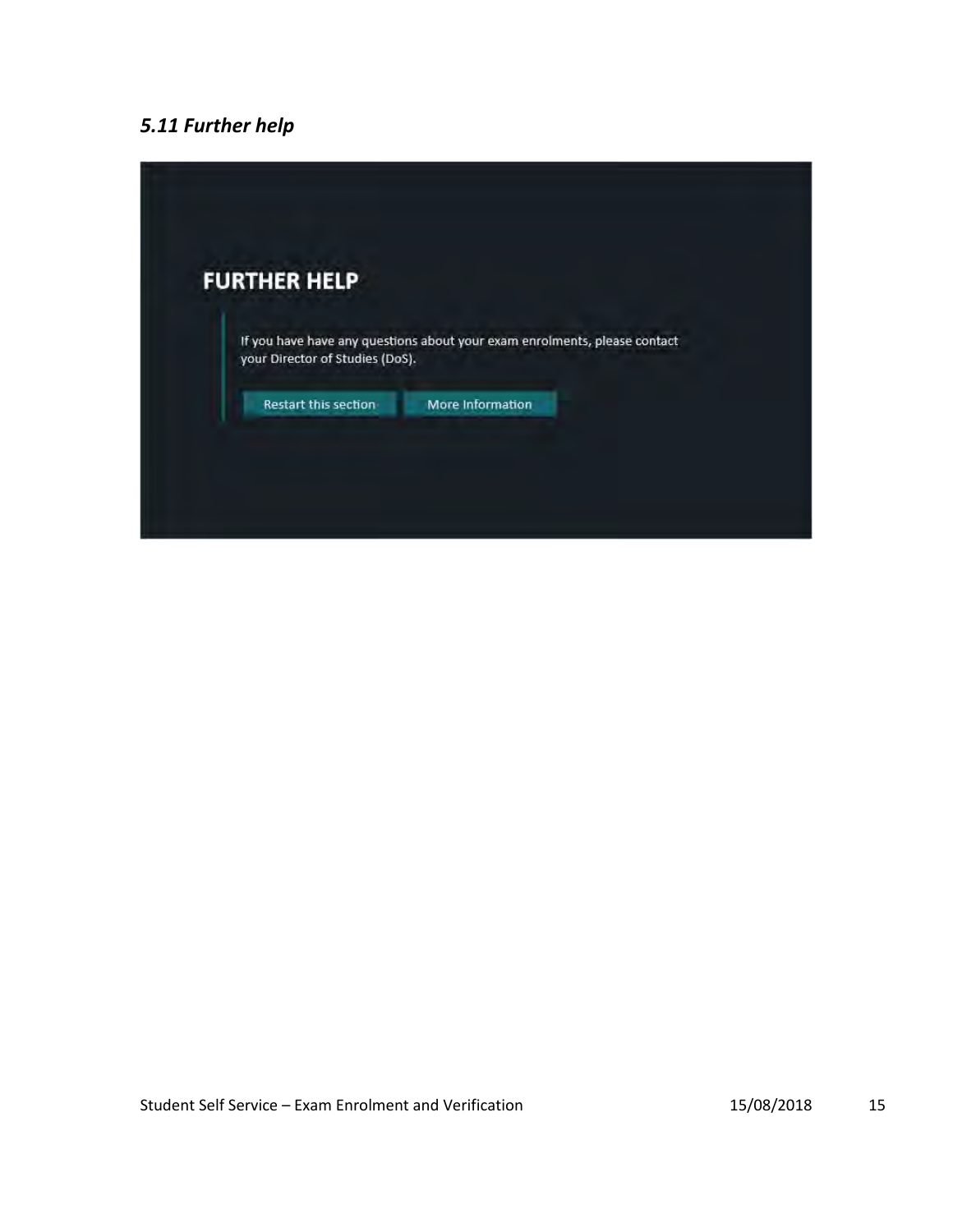### *5.11 Further help*

FURTHER HELP

If you have have any questions about your exam enrolments, please contact your Director of Studies (DoS).

Restart this section    More Information